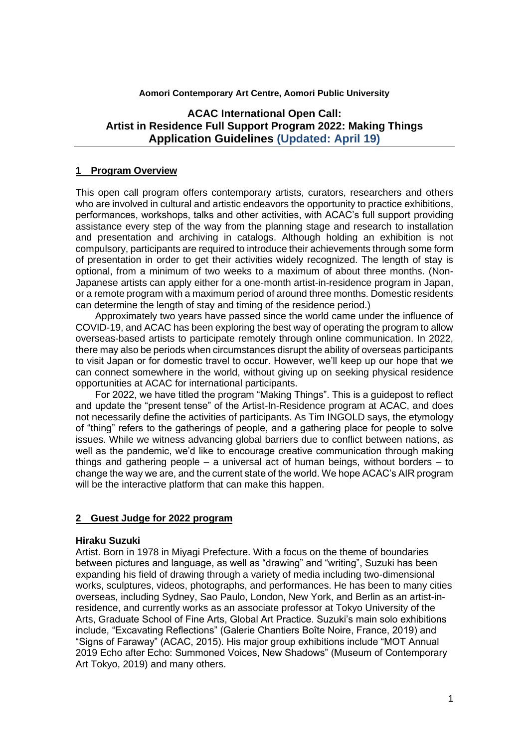**Aomori Contemporary Art Centre, Aomori Public University**

# ACAC International Open Call: Artist in Residence Full Support Program 2022: Making Things Application Guidelines (Updated: April 19)

## 1 Program Overview

This open call program offers contemporary artists, curators, researchers and others who are involved in cultural and artistic endeavors the opportunity to practice exhibitions, performances, workshops, talks and other activities, with ACAC's full support providing assistance every step of the way from the planning stage and research to installation and presentation and archiving in catalogs. Although holding an exhibition is not compulsory, participants are required to introduce their achievements through some form of presentation in order to get their activities widely recognized. The length of stay is optional, from a minimum of two weeks to a maximum of about three months. (Non-Japanese artists can apply either for a one-month artist-in-residence program in Japan, or a remote program with a maximum period of around three months. Domestic residents can determine the length of stay and timing of the residence period.)

Approximately two years have passed since the world came under the influence of COVID-19, and ACAC has been exploring the best way of operating the program to allow overseas-based artists to participate remotely through online communication. In 2022, there may also be periods when circumstances disrupt the ability of overseas participants to visit Japan or for domestic travel to occur. However, we'll keep up our hope that we can connect somewhere in the world, without giving up on seeking physical residence opportunities at ACAC for international participants.

For 2022, we have titled the program "Making Things". This is a guidepost to reflect and update the "present tense" of the Artist-In-Residence program at ACAC, and does not necessarily define the activities of participants. As Tim INGOLD says, the etymology of "thing" refers to the gatherings of people, and a gathering place for people to solve issues. While we witness advancing global barriers due to conflict between nations, as well as the pandemic, we'd like to encourage creative communication through making things and gathering people – a universal act of human beings, without borders – to change the way we are, and the current state of the world. We hope ACAC's AIR program will be the interactive platform that can make this happen.

## 2 Guest Judge for 2022 program

**Hiraku Suzuki**

Artist. Born in 1978 in Miyagi Prefecture. With a focus on the theme of boundaries between pictures and language, as well as "drawing" and "writing", Suzuki has been expanding his field of drawing through a variety of media including two-dimensional works, sculptures, videos, photographs, and performances. He has been to many cities overseas, including Sydney, Sao Paulo, London, New York, and Berlin as an artist-in-residence, and currently works as an associate professor at Tokyo University of the Arts, Graduate School of Fine Arts, Global Art Practice. Suzuki's main solo exhibitions include, "Excavating Reflections" (Galerie Chantiers Boîte Noire, France, 2019) and "Signs of Faraway" (ACAC, 2015). His major group exhibitions include "MOT Annual 2019 Echo after Echo: Summoned Voices, New Shadows" (Museum of Contemporary Art Tokyo, 2019) and many others.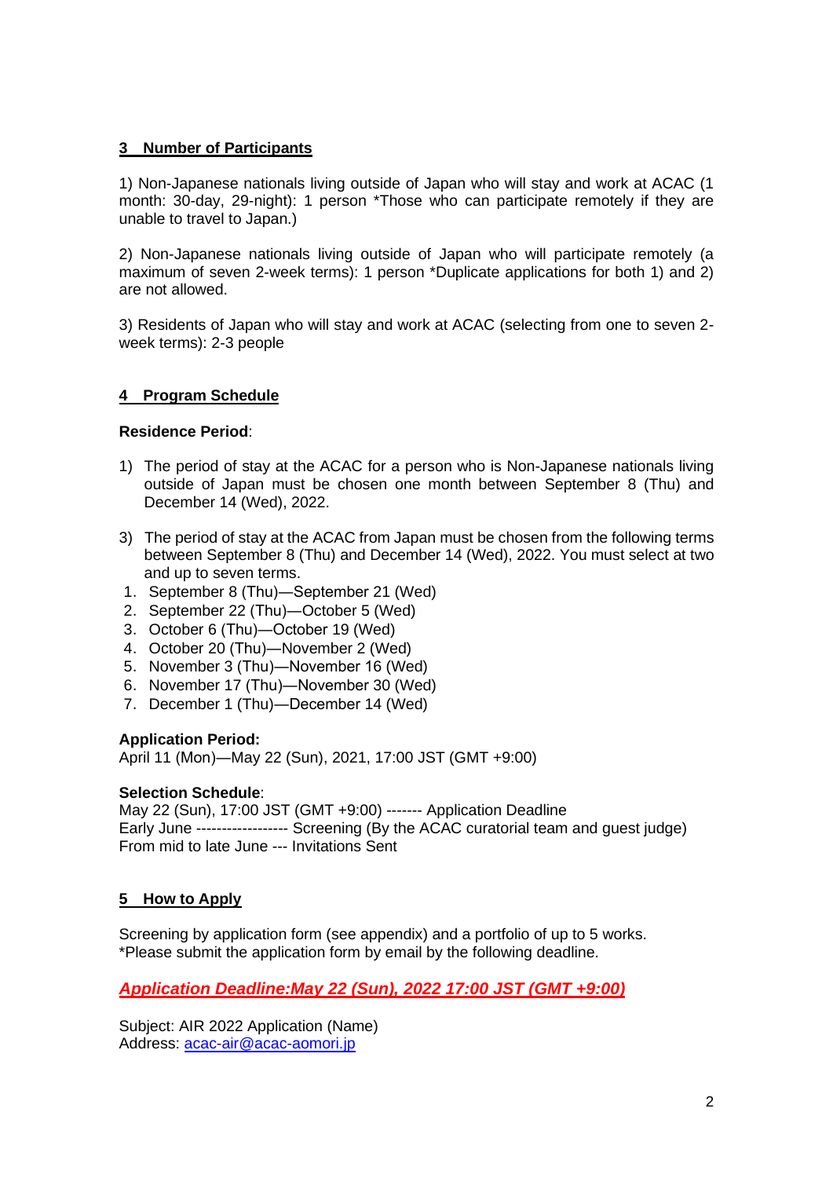## 3 Number of Participants

1) Non-Japanese nationals living outside of Japan who will stay and work at ACAC (1 month: 30-day, 29-night): 1 person *Those who can participate remotely if they are unable to travel to Japan.)

2) Non-Japanese nationals living outside of Japan who will participate remotely (a maximum of seven 2-week terms): 1 person *Duplicate applications for both 1) and 2) are not allowed.

3) Residents of Japan who will stay and work at ACAC (selecting from one to seven 2-week terms): 2-3 people

## 4 Program Schedule

**Residence Period**:

1) The period of stay at the ACAC for a person who is Non-Japanese nationals living outside of Japan must be chosen one month between September 8 (Thu) and December 14 (Wed), 2022.

3) The period of stay at the ACAC from Japan must be chosen from the following terms between September 8 (Thu) and December 14 (Wed), 2022. You must select at two and up to seven terms.

1. September 8 (Thu)—September 21 (Wed)
2. September 22 (Thu)—October 5 (Wed)
3. October 6 (Thu)—October 19 (Wed)
4. October 20 (Thu)—November 2 (Wed)
5. November 3 (Thu)—November 16 (Wed)
6. November 17 (Thu)—November 30 (Wed)
7. December 1 (Thu)—December 14 (Wed)

**Application Period:**
April 11 (Mon)—May 22 (Sun), 2021, 17:00 JST (GMT +9:00)

**Selection Schedule**:
May 22 (Sun), 17:00 JST (GMT +9:00) ------- Application Deadline
Early June ----------------- Screening (By the ACAC curatorial team and guest judge)
From mid to late June --- Invitations Sent

## 5 How to Apply

Screening by application form (see appendix) and a portfolio of up to 5 works.
*Please submit the application form by email by the following deadline.

***Application Deadline:May 22 (Sun), 2022 17:00 JST (GMT +9:00)***

Subject: AIR 2022 Application (Name)
Address: acac-air@acac-aomori.jp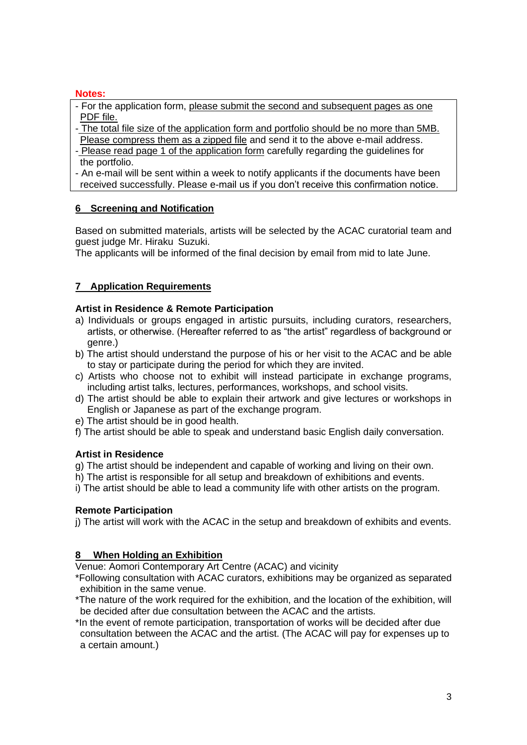**Notes:**

- For the application form, please submit the second and subsequent pages as one PDF file.
- The total file size of the application form and portfolio should be no more than 5MB. Please compress them as a zipped file and send it to the above e-mail address.
- Please read page 1 of the application form carefully regarding the guidelines for the portfolio.
- An e-mail will be sent within a week to notify applicants if the documents have been received successfully. Please e-mail us if you don't receive this confirmation notice.

## 6 Screening and Notification

Based on submitted materials, artists will be selected by the ACAC curatorial team and guest judge Mr. Hiraku Suzuki.

The applicants will be informed of the final decision by email from mid to late June.

## 7 Application Requirements

**Artist in Residence & Remote Participation**

a) Individuals or groups engaged in artistic pursuits, including curators, researchers, artists, or otherwise. (Hereafter referred to as "the artist" regardless of background or genre.)

b) The artist should understand the purpose of his or her visit to the ACAC and be able to stay or participate during the period for which they are invited.

c) Artists who choose not to exhibit will instead participate in exchange programs, including artist talks, lectures, performances, workshops, and school visits.

d) The artist should be able to explain their artwork and give lectures or workshops in English or Japanese as part of the exchange program.

e) The artist should be in good health.

f) The artist should be able to speak and understand basic English daily conversation.

**Artist in Residence**

g) The artist should be independent and capable of working and living on their own.

h) The artist is responsible for all setup and breakdown of exhibitions and events.

i) The artist should be able to lead a community life with other artists on the program.

**Remote Participation**

j) The artist will work with the ACAC in the setup and breakdown of exhibits and events.

## 8 When Holding an Exhibition

Venue: Aomori Contemporary Art Centre (ACAC) and vicinity

*Following consultation with ACAC curators, exhibitions may be organized as separated exhibition in the same venue.

*The nature of the work required for the exhibition, and the location of the exhibition, will be decided after due consultation between the ACAC and the artists.

*In the event of remote participation, transportation of works will be decided after due consultation between the ACAC and the artist. (The ACAC will pay for expenses up to a certain amount.)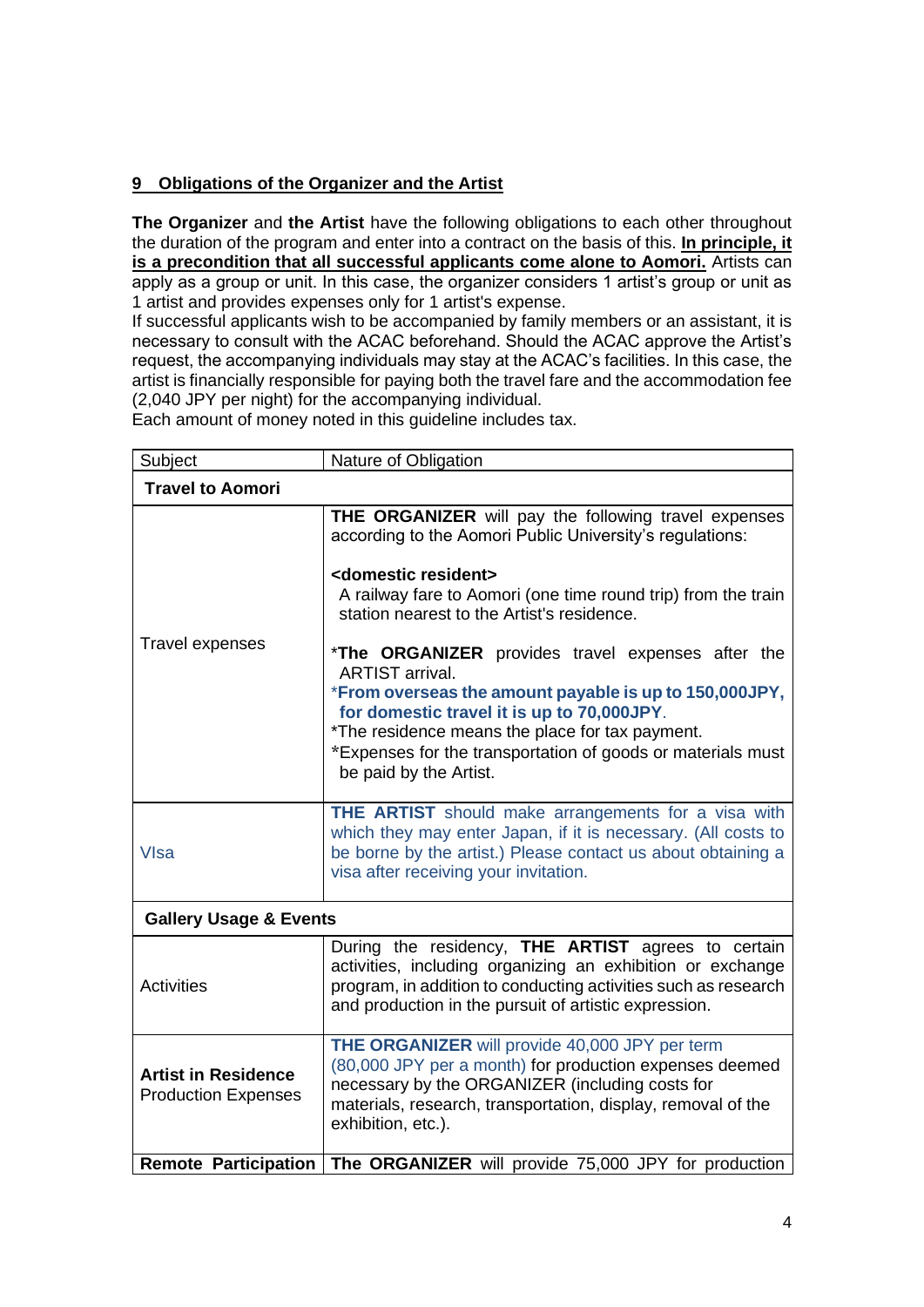## 9 Obligations of the Organizer and the Artist

**The Organizer** and **the Artist** have the following obligations to each other throughout the duration of the program and enter into a contract on the basis of this. **In principle, it is a precondition that all successful applicants come alone to Aomori.** Artists can apply as a group or unit. In this case, the organizer considers 1 artist's group or unit as 1 artist and provides expenses only for 1 artist's expense.

If successful applicants wish to be accompanied by family members or an assistant, it is necessary to consult with the ACAC beforehand. Should the ACAC approve the Artist's request, the accompanying individuals may stay at the ACAC's facilities. In this case, the artist is financially responsible for paying both the travel fare and the accommodation fee (2,040 JPY per night) for the accompanying individual.

Each amount of money noted in this guideline includes tax.

| Subject | Nature of Obligation |
|---|---|
| **Travel to Aomori** | |
| Travel expenses | **THE ORGANIZER** will pay the following travel expenses according to the Aomori Public University's regulations:<br><br>**<domestic resident>**<br>A railway fare to Aomori (one time round trip) from the train station nearest to the Artist's residence.<br><br>*__The ORGANIZER__ provides travel expenses after the ARTIST arrival.<br>*__From overseas the amount payable is up to 150,000JPY, for domestic travel it is up to 70,000JPY__.<br>*The residence means the place for tax payment.<br>*Expenses for the transportation of goods or materials must be paid by the Artist. |
| VIsa | **THE ARTIST** should make arrangements for a visa with which they may enter Japan, if it is necessary. (All costs to be borne by the artist.) Please contact us about obtaining a visa after receiving your invitation. |
| **Gallery Usage & Events** | |
| Activities | During the residency, **THE ARTIST** agrees to certain activities, including organizing an exhibition or exchange program, in addition to conducting activities such as research and production in the pursuit of artistic expression. |
| **Artist in Residence** Production Expenses | **THE ORGANIZER** will provide 40,000 JPY per term (80,000 JPY per a month) for production expenses deemed necessary by the ORGANIZER (including costs for materials, research, transportation, display, removal of the exhibition, etc.). |
| **Remote Participation** | **The ORGANIZER** will provide 75,000 JPY for production |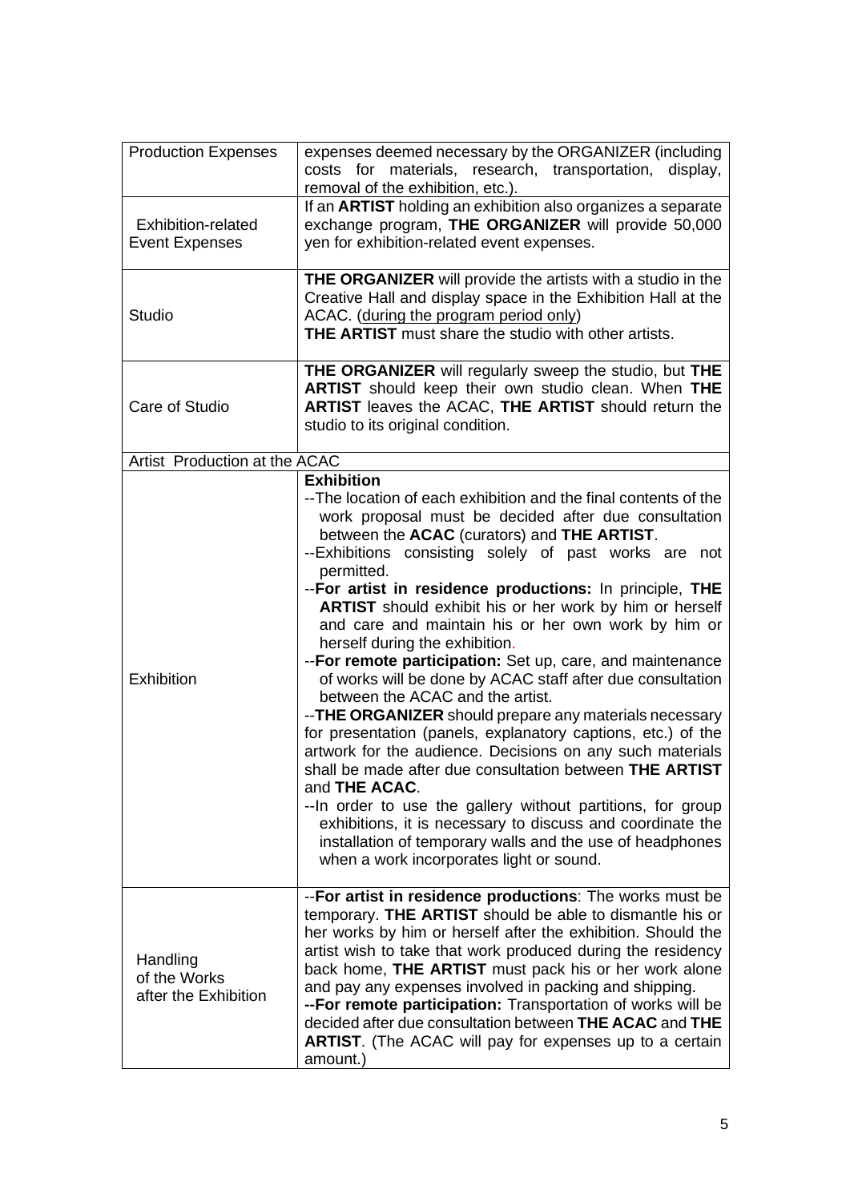| Production Expenses | expenses deemed necessary by the ORGANIZER (including costs for materials, research, transportation, display, removal of the exhibition, etc.). |
|---|---|
| Exhibition-related Event Expenses | If an **ARTIST** holding an exhibition also organizes a separate exchange program, **THE ORGANIZER** will provide 50,000 yen for exhibition-related event expenses. |
| Studio | **THE ORGANIZER** will provide the artists with a studio in the Creative Hall and display space in the Exhibition Hall at the ACAC. (during the program period only)<br>**THE ARTIST** must share the studio with other artists. |
| Care of Studio | **THE ORGANIZER** will regularly sweep the studio, but **THE ARTIST** should keep their own studio clean. When **THE ARTIST** leaves the ACAC, **THE ARTIST** should return the studio to its original condition. |
| Artist Production at the ACAC | |
| Exhibition | **Exhibition**<br>--The location of each exhibition and the final contents of the work proposal must be decided after due consultation between the **ACAC** (curators) and **THE ARTIST**.<br>--Exhibitions consisting solely of past works are not permitted.<br>--**For artist in residence productions:** In principle, **THE ARTIST** should exhibit his or her work by him or herself and care and maintain his or her own work by him or herself during the exhibition.<br>--**For remote participation:** Set up, care, and maintenance of works will be done by ACAC staff after due consultation between the ACAC and the artist.<br>--**THE ORGANIZER** should prepare any materials necessary for presentation (panels, explanatory captions, etc.) of the artwork for the audience. Decisions on any such materials shall be made after due consultation between **THE ARTIST** and **THE ACAC**.<br>--In order to use the gallery without partitions, for group exhibitions, it is necessary to discuss and coordinate the installation of temporary walls and the use of headphones when a work incorporates light or sound. |
| Handling of the Works after the Exhibition | --**For artist in residence productions**: The works must be temporary. **THE ARTIST** should be able to dismantle his or her works by him or herself after the exhibition. Should the artist wish to take that work produced during the residency back home, **THE ARTIST** must pack his or her work alone and pay any expenses involved in packing and shipping.<br>**--For remote participation:** Transportation of works will be decided after due consultation between **THE ACAC** and **THE ARTIST**. (The ACAC will pay for expenses up to a certain amount.) |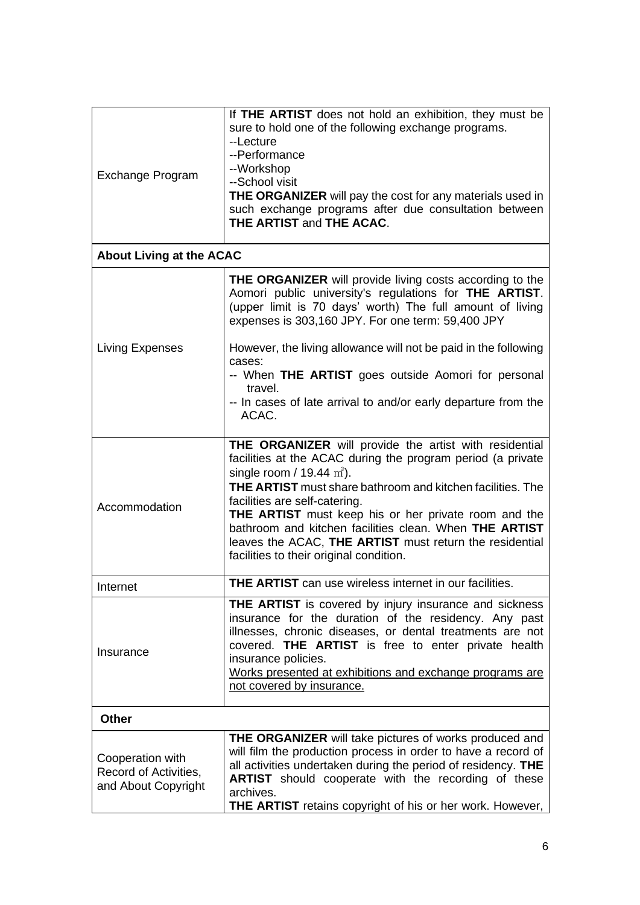| | |
|---|---|
| Exchange Program | If **THE ARTIST** does not hold an exhibition, they must be sure to hold one of the following exchange programs.<br>--Lecture<br>--Performance<br>--Workshop<br>--School visit<br>**THE ORGANIZER** will pay the cost for any materials used in such exchange programs after due consultation between **THE ARTIST** and **THE ACAC**. |
| **About Living at the ACAC** | |
| Living Expenses | **THE ORGANIZER** will provide living costs according to the Aomori public university's regulations for **THE ARTIST**. (upper limit is 70 days' worth) The full amount of living expenses is 303,160 JPY. For one term: 59,400 JPY<br><br>However, the living allowance will not be paid in the following cases:<br>-- When **THE ARTIST** goes outside Aomori for personal travel.<br>-- In cases of late arrival to and/or early departure from the ACAC. |
| Accommodation | **THE ORGANIZER** will provide the artist with residential facilities at the ACAC during the program period (a private single room / 19.44 ㎡).<br>**THE ARTIST** must share bathroom and kitchen facilities. The facilities are self-catering.<br>**THE ARTIST** must keep his or her private room and the bathroom and kitchen facilities clean. When **THE ARTIST** leaves the ACAC, **THE ARTIST** must return the residential facilities to their original condition. |
| Internet | **THE ARTIST** can use wireless internet in our facilities. |
| Insurance | **THE ARTIST** is covered by injury insurance and sickness insurance for the duration of the residency. Any past illnesses, chronic diseases, or dental treatments are not covered. **THE ARTIST** is free to enter private health insurance policies.<br><u>Works presented at exhibitions and exchange programs are not covered by insurance.</u> |
| **Other** | |
| Cooperation with Record of Activities, and About Copyright | **THE ORGANIZER** will take pictures of works produced and will film the production process in order to have a record of all activities undertaken during the period of residency. **THE ARTIST** should cooperate with the recording of these archives.<br>**THE ARTIST** retains copyright of his or her work. However, |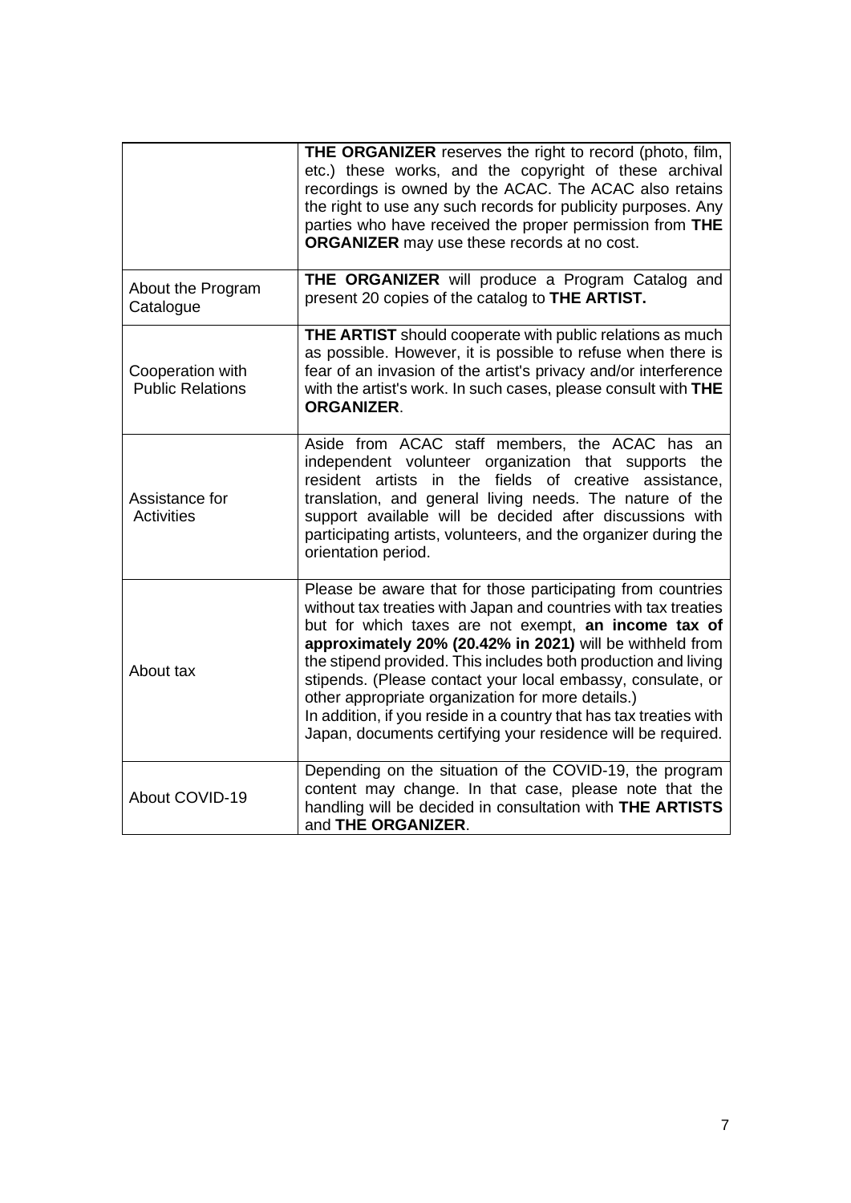| | |
|---|---|
| | **THE ORGANIZER** reserves the right to record (photo, film, etc.) these works, and the copyright of these archival recordings is owned by the ACAC. The ACAC also retains the right to use any such records for publicity purposes. Any parties who have received the proper permission from **THE ORGANIZER** may use these records at no cost. |
| About the Program Catalogue | **THE ORGANIZER** will produce a Program Catalog and present 20 copies of the catalog to **THE ARTIST.** |
| Cooperation with Public Relations | **THE ARTIST** should cooperate with public relations as much as possible. However, it is possible to refuse when there is fear of an invasion of the artist's privacy and/or interference with the artist's work. In such cases, please consult with **THE ORGANIZER**. |
| Assistance for Activities | Aside from ACAC staff members, the ACAC has an independent volunteer organization that supports the resident artists in the fields of creative assistance, translation, and general living needs. The nature of the support available will be decided after discussions with participating artists, volunteers, and the organizer during the orientation period. |
| About tax | Please be aware that for those participating from countries without tax treaties with Japan and countries with tax treaties but for which taxes are not exempt, **an income tax of approximately 20% (20.42% in 2021)** will be withheld from the stipend provided. This includes both production and living stipends. (Please contact your local embassy, consulate, or other appropriate organization for more details.)<br>In addition, if you reside in a country that has tax treaties with Japan, documents certifying your residence will be required. |
| About COVID-19 | Depending on the situation of the COVID-19, the program content may change. In that case, please note that the handling will be decided in consultation with **THE ARTISTS** and **THE ORGANIZER**. |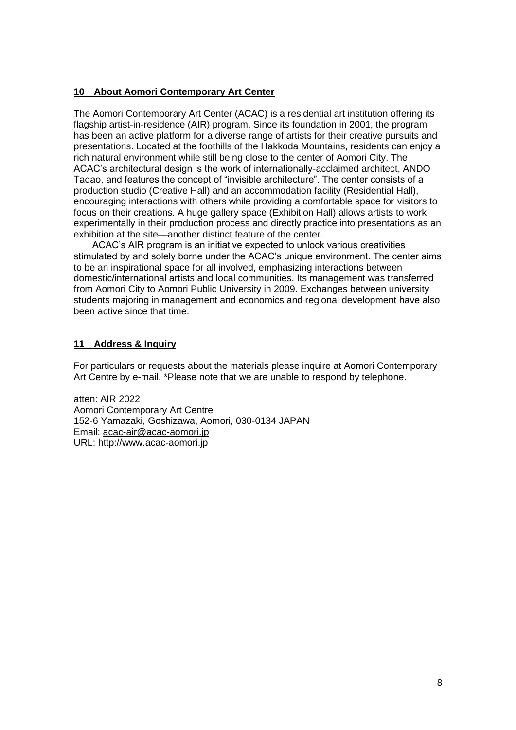## 10 About Aomori Contemporary Art Center

The Aomori Contemporary Art Center (ACAC) is a residential art institution offering its flagship artist-in-residence (AIR) program. Since its foundation in 2001, the program has been an active platform for a diverse range of artists for their creative pursuits and presentations. Located at the foothills of the Hakkoda Mountains, residents can enjoy a rich natural environment while still being close to the center of Aomori City. The ACAC's architectural design is the work of internationally-acclaimed architect, ANDO Tadao, and features the concept of "invisible architecture". The center consists of a production studio (Creative Hall) and an accommodation facility (Residential Hall), encouraging interactions with others while providing a comfortable space for visitors to focus on their creations. A huge gallery space (Exhibition Hall) allows artists to work experimentally in their production process and directly practice into presentations as an exhibition at the site—another distinct feature of the center.

ACAC's AIR program is an initiative expected to unlock various creativities stimulated by and solely borne under the ACAC's unique environment. The center aims to be an inspirational space for all involved, emphasizing interactions between domestic/international artists and local communities. Its management was transferred from Aomori City to Aomori Public University in 2009. Exchanges between university students majoring in management and economics and regional development have also been active since that time.

## 11 Address & Inquiry

For particulars or requests about the materials please inquire at Aomori Contemporary Art Centre by e-mail. *Please note that we are unable to respond by telephone.

atten: AIR 2022
Aomori Contemporary Art Centre
152-6 Yamazaki, Goshizawa, Aomori, 030-0134 JAPAN
Email: acac-air@acac-aomori.jp
URL: http://www.acac-aomori.jp